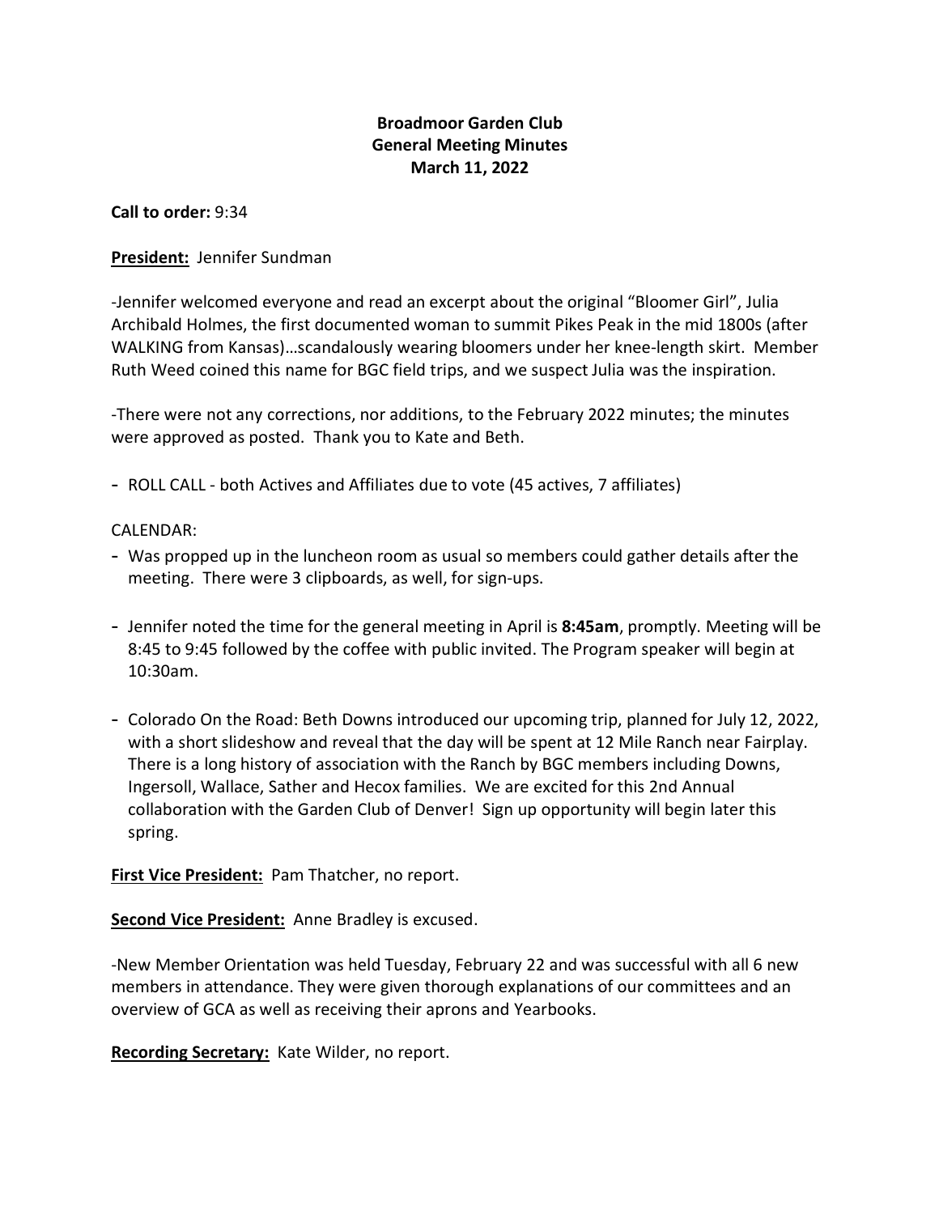# Broadmoor Garden Club
## General Meeting Minutes
### March 11, 2022

**Call to order:** 9:34

**President:** Jennifer Sundman

-Jennifer welcomed everyone and read an excerpt about the original "Bloomer Girl", Julia Archibald Holmes, the first documented woman to summit Pikes Peak in the mid 1800s (after WALKING from Kansas)…scandalously wearing bloomers under her knee-length skirt. Member Ruth Weed coined this name for BGC field trips, and we suspect Julia was the inspiration.

-There were not any corrections, nor additions, to the February 2022 minutes; the minutes were approved as posted. Thank you to Kate and Beth.

- ROLL CALL - both Actives and Affiliates due to vote (45 actives, 7 affiliates)

CALENDAR:

- Was propped up in the luncheon room as usual so members could gather details after the meeting. There were 3 clipboards, as well, for sign-ups.
- Jennifer noted the time for the general meeting in April is **8:45am**, promptly. Meeting will be 8:45 to 9:45 followed by the coffee with public invited. The Program speaker will begin at 10:30am.
- Colorado On the Road: Beth Downs introduced our upcoming trip, planned for July 12, 2022, with a short slideshow and reveal that the day will be spent at 12 Mile Ranch near Fairplay. There is a long history of association with the Ranch by BGC members including Downs, Ingersoll, Wallace, Sather and Hecox families. We are excited for this 2nd Annual collaboration with the Garden Club of Denver! Sign up opportunity will begin later this spring.

**First Vice President:** Pam Thatcher, no report.

**Second Vice President:** Anne Bradley is excused.

-New Member Orientation was held Tuesday, February 22 and was successful with all 6 new members in attendance. They were given thorough explanations of our committees and an overview of GCA as well as receiving their aprons and Yearbooks.

**Recording Secretary:** Kate Wilder, no report.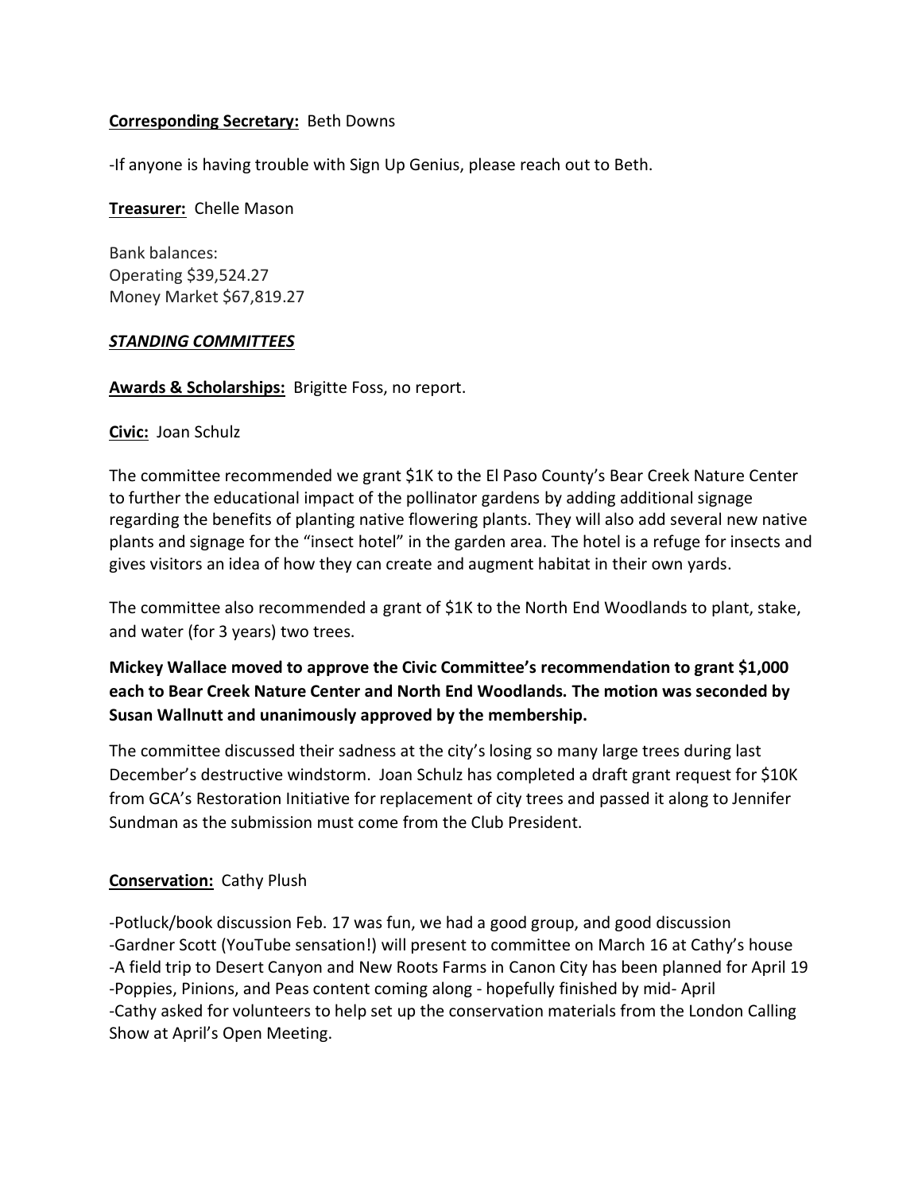**Corresponding Secretary:** Beth Downs

-If anyone is having trouble with Sign Up Genius, please reach out to Beth.

**Treasurer:** Chelle Mason

Bank balances:
Operating $39,524.27
Money Market $67,819.27

***STANDING COMMITTEES***

**Awards & Scholarships:** Brigitte Foss, no report.

**Civic:** Joan Schulz

The committee recommended we grant $1K to the El Paso County's Bear Creek Nature Center to further the educational impact of the pollinator gardens by adding additional signage regarding the benefits of planting native flowering plants. They will also add several new native plants and signage for the "insect hotel" in the garden area. The hotel is a refuge for insects and gives visitors an idea of how they can create and augment habitat in their own yards.

The committee also recommended a grant of $1K to the North End Woodlands to plant, stake, and water (for 3 years) two trees.

**Mickey Wallace moved to approve the Civic Committee's recommendation to grant $1,000 each to Bear Creek Nature Center and North End Woodlands. The motion was seconded by Susan Wallnutt and unanimously approved by the membership.**

The committee discussed their sadness at the city's losing so many large trees during last December's destructive windstorm. Joan Schulz has completed a draft grant request for $10K from GCA's Restoration Initiative for replacement of city trees and passed it along to Jennifer Sundman as the submission must come from the Club President.

**Conservation:** Cathy Plush

-Potluck/book discussion Feb. 17 was fun, we had a good group, and good discussion
-Gardner Scott (YouTube sensation!) will present to committee on March 16 at Cathy's house
-A field trip to Desert Canyon and New Roots Farms in Canon City has been planned for April 19
-Poppies, Pinions, and Peas content coming along - hopefully finished by mid- April
-Cathy asked for volunteers to help set up the conservation materials from the London Calling Show at April's Open Meeting.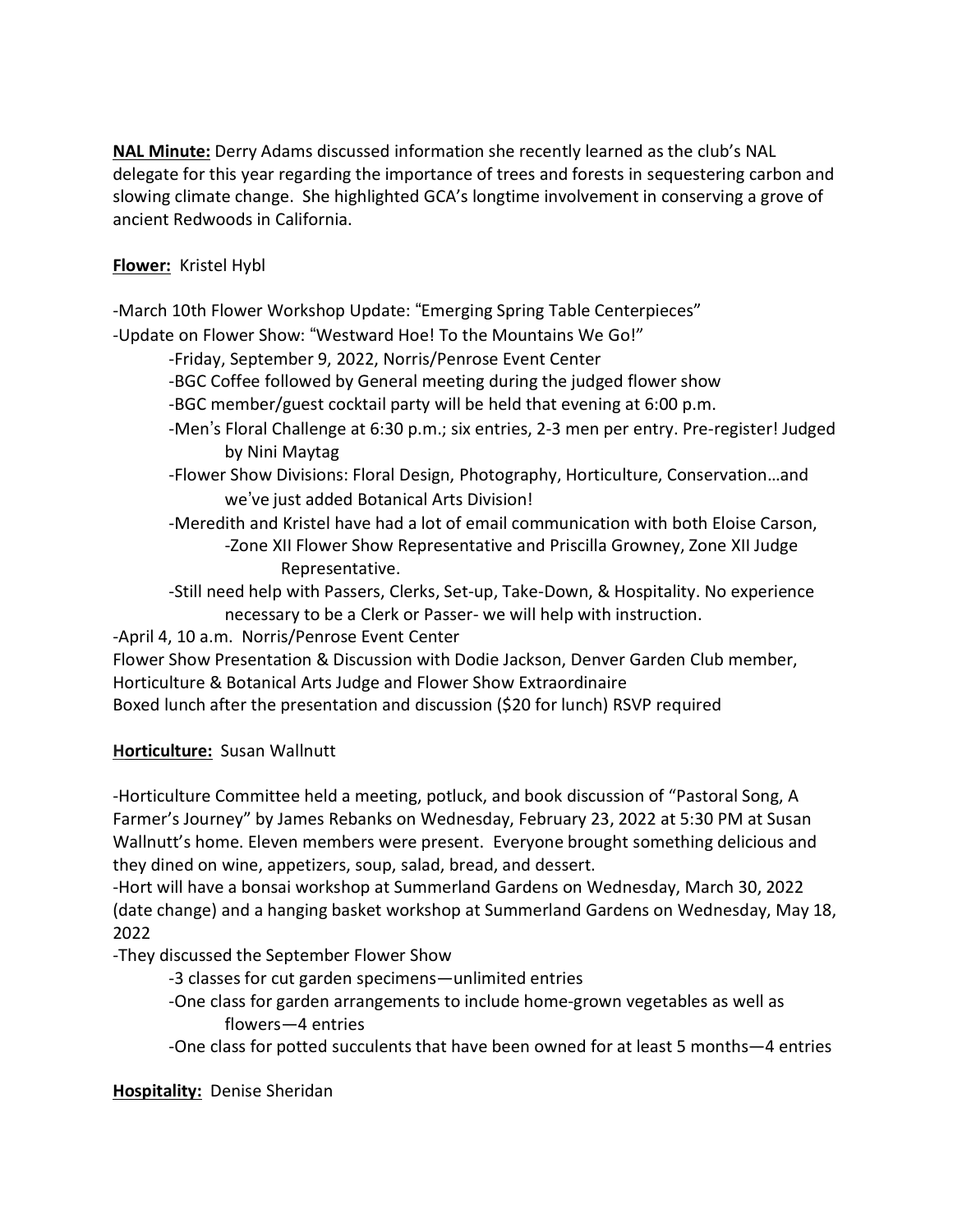**NAL Minute:** Derry Adams discussed information she recently learned as the club's NAL delegate for this year regarding the importance of trees and forests in sequestering carbon and slowing climate change. She highlighted GCA's longtime involvement in conserving a grove of ancient Redwoods in California.

**Flower:** Kristel Hybl

-March 10th Flower Workshop Update: "Emerging Spring Table Centerpieces"
-Update on Flower Show: "Westward Hoe! To the Mountains We Go!"

- -Friday, September 9, 2022, Norris/Penrose Event Center
- -BGC Coffee followed by General meeting during the judged flower show
- -BGC member/guest cocktail party will be held that evening at 6:00 p.m.
- -Men's Floral Challenge at 6:30 p.m.; six entries, 2-3 men per entry. Pre-register! Judged by Nini Maytag
- -Flower Show Divisions: Floral Design, Photography, Horticulture, Conservation…and we've just added Botanical Arts Division!
- -Meredith and Kristel have had a lot of email communication with both Eloise Carson,
  - -Zone XII Flower Show Representative and Priscilla Growney, Zone XII Judge Representative.
- -Still need help with Passers, Clerks, Set-up, Take-Down, & Hospitality. No experience necessary to be a Clerk or Passer- we will help with instruction.

-April 4, 10 a.m. Norris/Penrose Event Center
Flower Show Presentation & Discussion with Dodie Jackson, Denver Garden Club member, Horticulture & Botanical Arts Judge and Flower Show Extraordinaire
Boxed lunch after the presentation and discussion ($20 for lunch) RSVP required

**Horticulture:** Susan Wallnutt

-Horticulture Committee held a meeting, potluck, and book discussion of "Pastoral Song, A Farmer's Journey" by James Rebanks on Wednesday, February 23, 2022 at 5:30 PM at Susan Wallnutt's home. Eleven members were present. Everyone brought something delicious and they dined on wine, appetizers, soup, salad, bread, and dessert.
-Hort will have a bonsai workshop at Summerland Gardens on Wednesday, March 30, 2022 (date change) and a hanging basket workshop at Summerland Gardens on Wednesday, May 18, 2022
-They discussed the September Flower Show

- -3 classes for cut garden specimens—unlimited entries
- -One class for garden arrangements to include home-grown vegetables as well as flowers—4 entries
- -One class for potted succulents that have been owned for at least 5 months—4 entries

**Hospitality:** Denise Sheridan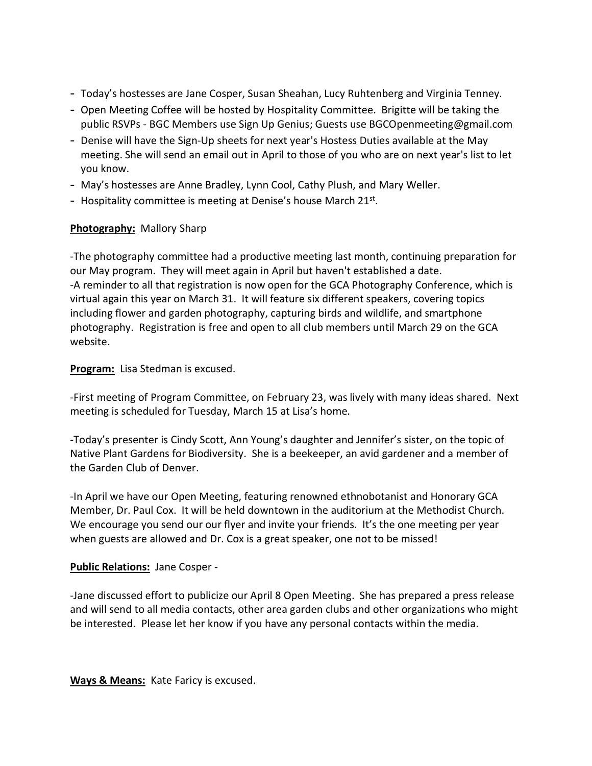- Today's hostesses are Jane Cosper, Susan Sheahan, Lucy Ruhtenberg and Virginia Tenney.
- Open Meeting Coffee will be hosted by Hospitality Committee. Brigitte will be taking the public RSVPs - BGC Members use Sign Up Genius; Guests use BGCOpenmeeting@gmail.com
- Denise will have the Sign-Up sheets for next year's Hostess Duties available at the May meeting. She will send an email out in April to those of you who are on next year's list to let you know.
- May's hostesses are Anne Bradley, Lynn Cool, Cathy Plush, and Mary Weller.
- Hospitality committee is meeting at Denise's house March 21st.

**Photography:** Mallory Sharp

-The photography committee had a productive meeting last month, continuing preparation for our May program. They will meet again in April but haven't established a date.
-A reminder to all that registration is now open for the GCA Photography Conference, which is virtual again this year on March 31. It will feature six different speakers, covering topics including flower and garden photography, capturing birds and wildlife, and smartphone photography. Registration is free and open to all club members until March 29 on the GCA website.

**Program:** Lisa Stedman is excused.

-First meeting of Program Committee, on February 23, was lively with many ideas shared. Next meeting is scheduled for Tuesday, March 15 at Lisa's home.

-Today's presenter is Cindy Scott, Ann Young's daughter and Jennifer's sister, on the topic of Native Plant Gardens for Biodiversity. She is a beekeeper, an avid gardener and a member of the Garden Club of Denver.

-In April we have our Open Meeting, featuring renowned ethnobotanist and Honorary GCA Member, Dr. Paul Cox. It will be held downtown in the auditorium at the Methodist Church. We encourage you send our our flyer and invite your friends. It's the one meeting per year when guests are allowed and Dr. Cox is a great speaker, one not to be missed!

**Public Relations:** Jane Cosper -

-Jane discussed effort to publicize our April 8 Open Meeting. She has prepared a press release and will send to all media contacts, other area garden clubs and other organizations who might be interested. Please let her know if you have any personal contacts within the media.

**Ways & Means:** Kate Faricy is excused.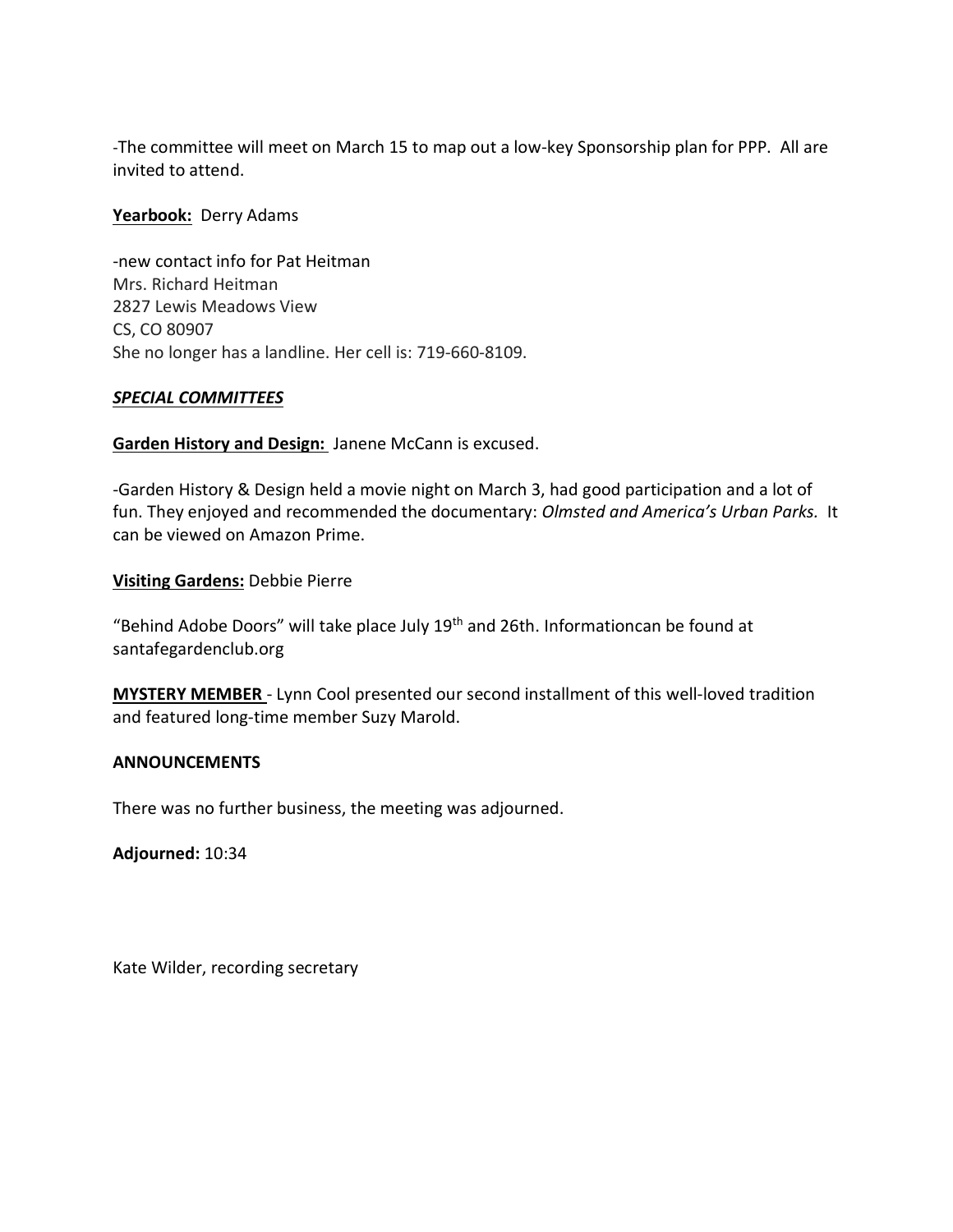-The committee will meet on March 15 to map out a low-key Sponsorship plan for PPP. All are invited to attend.

**Yearbook:** Derry Adams

-new contact info for Pat Heitman
Mrs. Richard Heitman
2827 Lewis Meadows View
CS, CO 80907
She no longer has a landline. Her cell is: 719-660-8109.

***SPECIAL COMMITTEES***

**Garden History and Design:** Janene McCann is excused.

-Garden History & Design held a movie night on March 3, had good participation and a lot of fun. They enjoyed and recommended the documentary: *Olmsted and America's Urban Parks.* It can be viewed on Amazon Prime.

**Visiting Gardens:** Debbie Pierre

"Behind Adobe Doors" will take place July 19th and 26th. Informationcan be found at santafegardenclub.org

**MYSTERY MEMBER** - Lynn Cool presented our second installment of this well-loved tradition and featured long-time member Suzy Marold.

**ANNOUNCEMENTS**

There was no further business, the meeting was adjourned.

**Adjourned:** 10:34

Kate Wilder, recording secretary